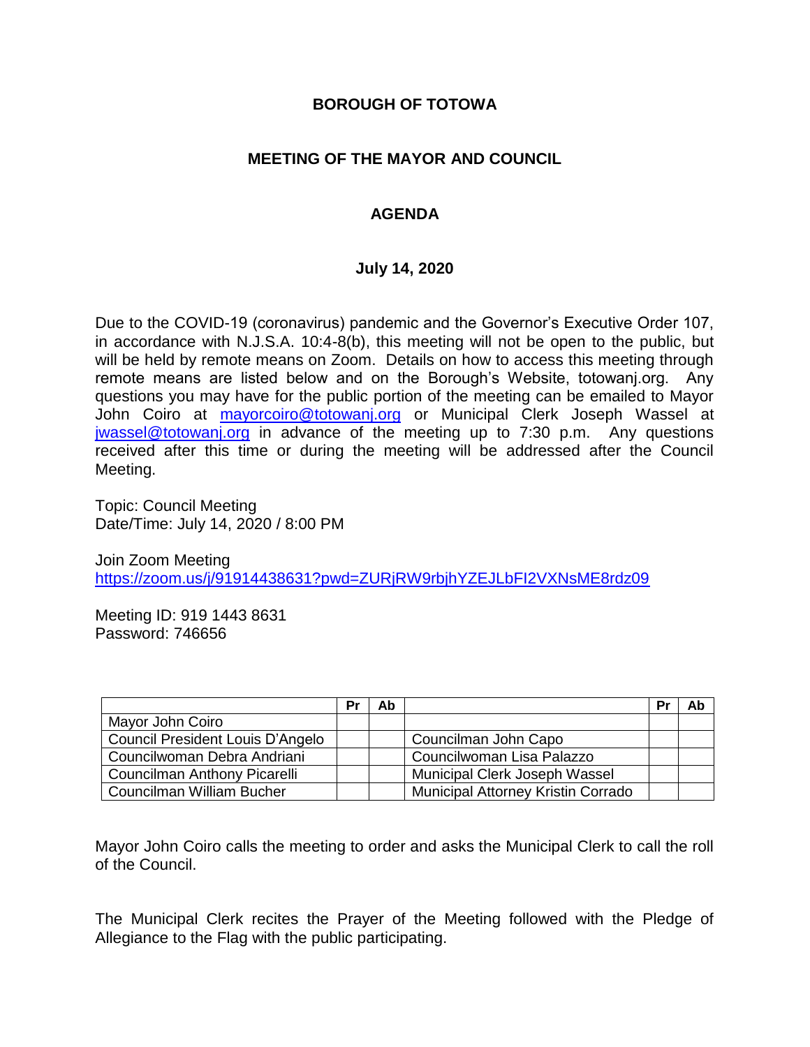# BOROUGH OF TOTOWA

## MEETING OF THE MAYOR AND COUNCIL

## AGENDA

### July 14, 2020

Due to the COVID-19 (coronavirus) pandemic and the Governor's Executive Order 107, in accordance with N.J.S.A. 10:4-8(b), this meeting will not be open to the public, but will be held by remote means on Zoom. Details on how to access this meeting through remote means are listed below and on the Borough's Website, totowanj.org. Any questions you may have for the public portion of the meeting can be emailed to Mayor John Coiro at mayorcoiro@totowanj.org or Municipal Clerk Joseph Wassel at jwassel@totowanj.org in advance of the meeting up to 7:30 p.m. Any questions received after this time or during the meeting will be addressed after the Council Meeting.

Topic: Council Meeting
Date/Time: July 14, 2020 / 8:00 PM

Join Zoom Meeting
https://zoom.us/j/91914438631?pwd=ZURjRW9rbjhYZEJLbFI2VXNsME8rdz09

Meeting ID: 919 1443 8631
Password: 746656

| | Pr | Ab | | Pr | Ab |
|---|---|---|---|---|---|
| Mayor John Coiro | | | | | |
| Council President Louis D'Angelo | | | Councilman John Capo | | |
| Councilwoman Debra Andriani | | | Councilwoman Lisa Palazzo | | |
| Councilman Anthony Picarelli | | | Municipal Clerk Joseph Wassel | | |
| Councilman William Bucher | | | Municipal Attorney Kristin Corrado | | |

Mayor John Coiro calls the meeting to order and asks the Municipal Clerk to call the roll of the Council.

The Municipal Clerk recites the Prayer of the Meeting followed with the Pledge of Allegiance to the Flag with the public participating.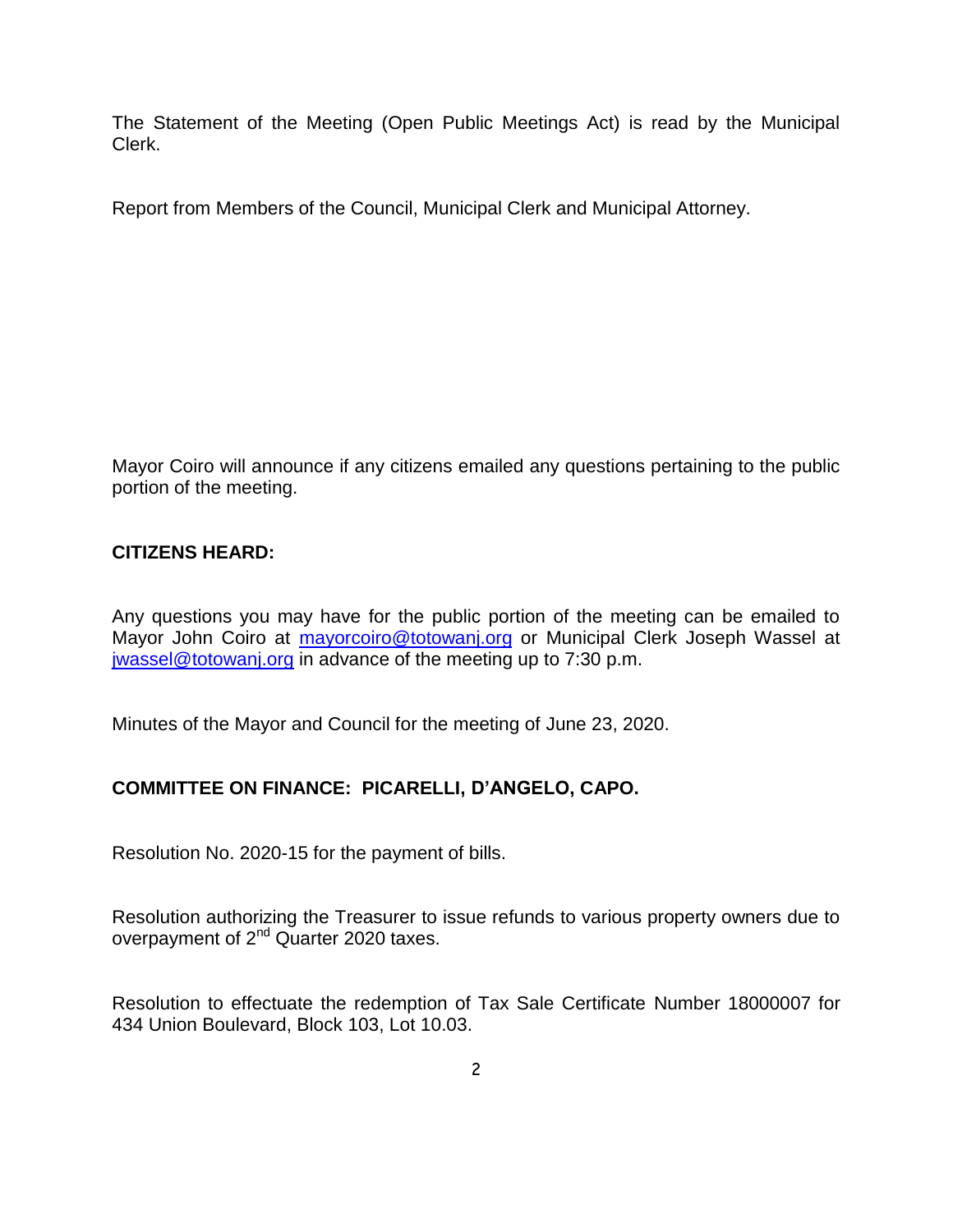The Statement of the Meeting (Open Public Meetings Act) is read by the Municipal Clerk.

Report from Members of the Council, Municipal Clerk and Municipal Attorney.

Mayor Coiro will announce if any citizens emailed any questions pertaining to the public portion of the meeting.

**CITIZENS HEARD:**

Any questions you may have for the public portion of the meeting can be emailed to Mayor John Coiro at mayorcoiro@totowanj.org or Municipal Clerk Joseph Wassel at jwassel@totowanj.org in advance of the meeting up to 7:30 p.m.

Minutes of the Mayor and Council for the meeting of June 23, 2020.

**COMMITTEE ON FINANCE: PICARELLI, D'ANGELO, CAPO.**

Resolution No. 2020-15 for the payment of bills.

Resolution authorizing the Treasurer to issue refunds to various property owners due to overpayment of 2nd Quarter 2020 taxes.

Resolution to effectuate the redemption of Tax Sale Certificate Number 18000007 for 434 Union Boulevard, Block 103, Lot 10.03.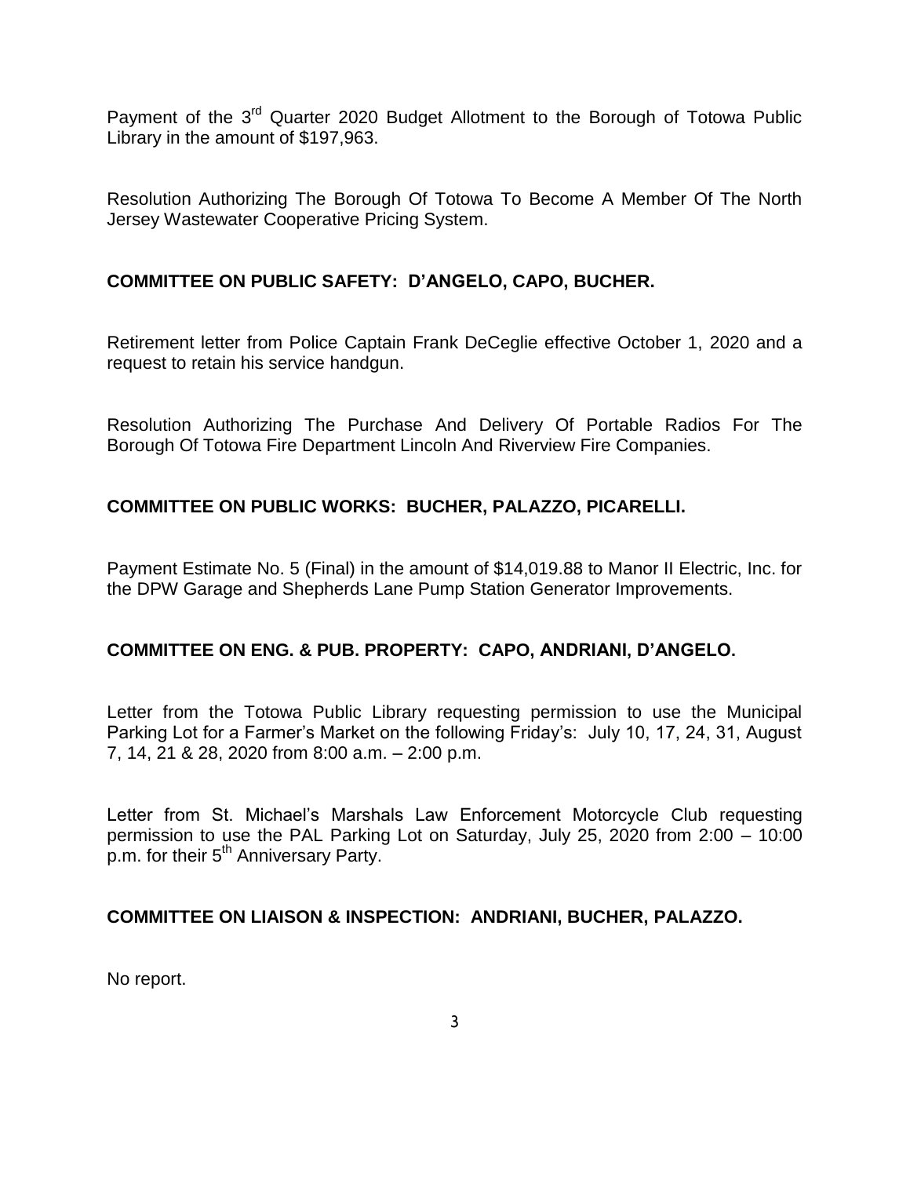Payment of the 3rd Quarter 2020 Budget Allotment to the Borough of Totowa Public Library in the amount of $197,963.

Resolution Authorizing The Borough Of Totowa To Become A Member Of The North Jersey Wastewater Cooperative Pricing System.

**COMMITTEE ON PUBLIC SAFETY: D'ANGELO, CAPO, BUCHER.**

Retirement letter from Police Captain Frank DeCeglie effective October 1, 2020 and a request to retain his service handgun.

Resolution Authorizing The Purchase And Delivery Of Portable Radios For The Borough Of Totowa Fire Department Lincoln And Riverview Fire Companies.

**COMMITTEE ON PUBLIC WORKS: BUCHER, PALAZZO, PICARELLI.**

Payment Estimate No. 5 (Final) in the amount of $14,019.88 to Manor II Electric, Inc. for the DPW Garage and Shepherds Lane Pump Station Generator Improvements.

**COMMITTEE ON ENG. & PUB. PROPERTY: CAPO, ANDRIANI, D'ANGELO.**

Letter from the Totowa Public Library requesting permission to use the Municipal Parking Lot for a Farmer's Market on the following Friday's: July 10, 17, 24, 31, August 7, 14, 21 & 28, 2020 from 8:00 a.m. – 2:00 p.m.

Letter from St. Michael's Marshals Law Enforcement Motorcycle Club requesting permission to use the PAL Parking Lot on Saturday, July 25, 2020 from 2:00 – 10:00 p.m. for their 5th Anniversary Party.

**COMMITTEE ON LIAISON & INSPECTION: ANDRIANI, BUCHER, PALAZZO.**

No report.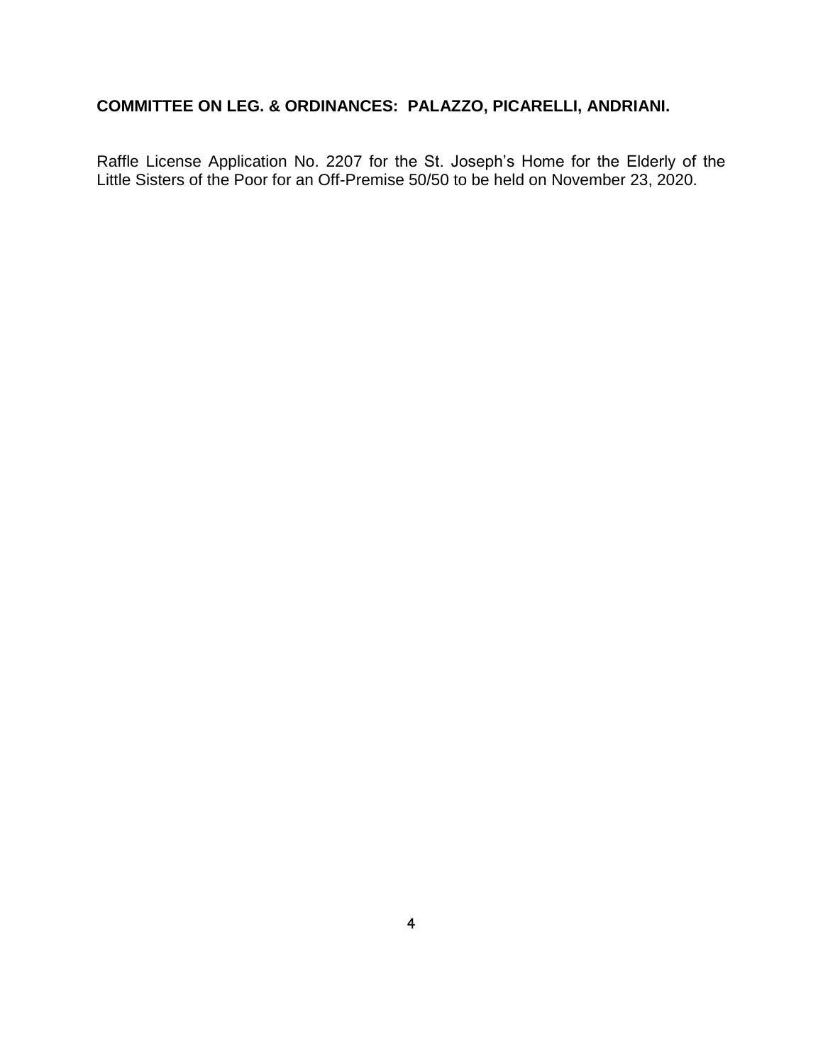**COMMITTEE ON LEG. & ORDINANCES: PALAZZO, PICARELLI, ANDRIANI.**

Raffle License Application No. 2207 for the St. Joseph's Home for the Elderly of the Little Sisters of the Poor for an Off-Premise 50/50 to be held on November 23, 2020.